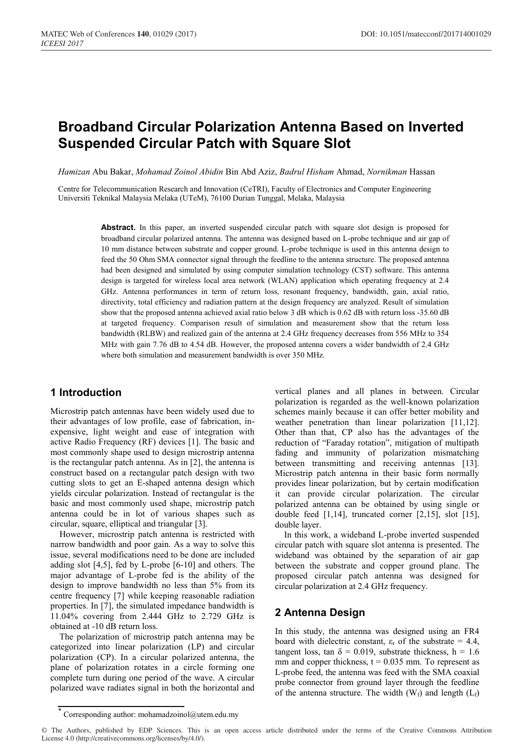# Broadband Circular Polarization Antenna Based on Inverted Suspended Circular Patch with Square Slot

*Hamizan* Abu Bakar, *Mohamad Zoinol Abidin* Bin Abd Aziz, *Badrul Hisham* Ahmad, *Nornikman* Hassan

Centre for Telecommunication Research and Innovation (CeTRI), Faculty of Electronics and Computer Engineering Universiti Teknikal Malaysia Melaka (UTeM), 76100 Durian Tunggal, Melaka, Malaysia

**Abstract.** In this paper, an inverted suspended circular patch with square slot design is proposed for broadband circular polarized antenna. The antenna was designed based on L-probe technique and air gap of 10 mm distance between substrate and copper ground. L-probe technique is used in this antenna design to feed the 50 Ohm SMA connector signal through the feedline to the antenna structure. The proposed antenna had been designed and simulated by using computer simulation technology (CST) software. This antenna design is targeted for wireless local area network (WLAN) application which operating frequency at 2.4 GHz. Antenna performances in term of return loss, resonant frequency, bandwidth, gain, axial ratio, directivity, total efficiency and radiation pattern at the design frequency are analyzed. Result of simulation show that the proposed antenna achieved axial ratio below 3 dB which is 0.62 dB with return loss -35.60 dB at targeted frequency. Comparison result of simulation and measurement show that the return loss bandwidth (RLBW) and realized gain of the antenna at 2.4 GHz frequency decreases from 556 MHz to 354 MHz with gain 7.76 dB to 4.54 dB. However, the proposed antenna covers a wider bandwidth of 2.4 GHz where both simulation and measurement bandwidth is over 350 MHz.

## 1 Introduction

Microstrip patch antennas have been widely used due to their advantages of low profile, ease of fabrication, in-expensive, light weight and ease of integration with active Radio Frequency (RF) devices [1]. The basic and most commonly shape used to design microstrip antenna is the rectangular patch antenna. As in [2], the antenna is construct based on a rectangular patch design with two cutting slots to get an E-shaped antenna design which yields circular polarization. Instead of rectangular is the basic and most commonly used shape, microstrip patch antenna could be in lot of various shapes such as circular, square, elliptical and triangular [3].

However, microstrip patch antenna is restricted with narrow bandwidth and poor gain. As a way to solve this issue, several modifications need to be done are included adding slot [4,5], fed by L-probe [6-10] and others. The major advantage of L-probe fed is the ability of the design to improve bandwidth no less than 5% from its centre frequency [7] while keeping reasonable radiation properties. In [7], the simulated impedance bandwidth is 11.04% covering from 2.444 GHz to 2.729 GHz is obtained at -10 dB return loss.

The polarization of microstrip patch antenna may be categorized into linear polarization (LP) and circular polarization (CP). In a circular polarized antenna, the plane of polarization rotates in a circle forming one complete turn during one period of the wave. A circular polarized wave radiates signal in both the horizontal and vertical planes and all planes in between. Circular polarization is regarded as the well-known polarization schemes mainly because it can offer better mobility and weather penetration than linear polarization [11,12]. Other than that, CP also has the advantages of the reduction of "Faraday rotation", mitigation of multipath fading and immunity of polarization mismatching between transmitting and receiving antennas [13]. Microstrip patch antenna in their basic form normally provides linear polarization, but by certain modification it can provide circular polarization. The circular polarized antenna can be obtained by using single or double feed [1,14], truncated corner [2,15], slot [15], double layer.

In this work, a wideband L-probe inverted suspended circular patch with square slot antenna is presented. The wideband was obtained by the separation of air gap between the substrate and copper ground plane. The proposed circular patch antenna was designed for circular polarization at 2.4 GHz frequency.

## 2 Antenna Design

In this study, the antenna was designed using an FR4 board with dielectric constant, $\varepsilon_r$ of the substrate = 4.4, tangent loss, tan $\delta$ = 0.019, substrate thickness, h = 1.6 mm and copper thickness, t = 0.035 mm. To represent as L-probe feed, the antenna was feed with the SMA coaxial probe connector from ground layer through the feedline of the antenna structure. The width ($W_f$) and length ($L_f$)

* Corresponding author: mohamadzoinol@utem.edu.my

© The Authors, published by EDP Sciences. This is an open access article distributed under the terms of the Creative Commons Attribution License 4.0 (http://creativecommons.org/licenses/by/4.0/).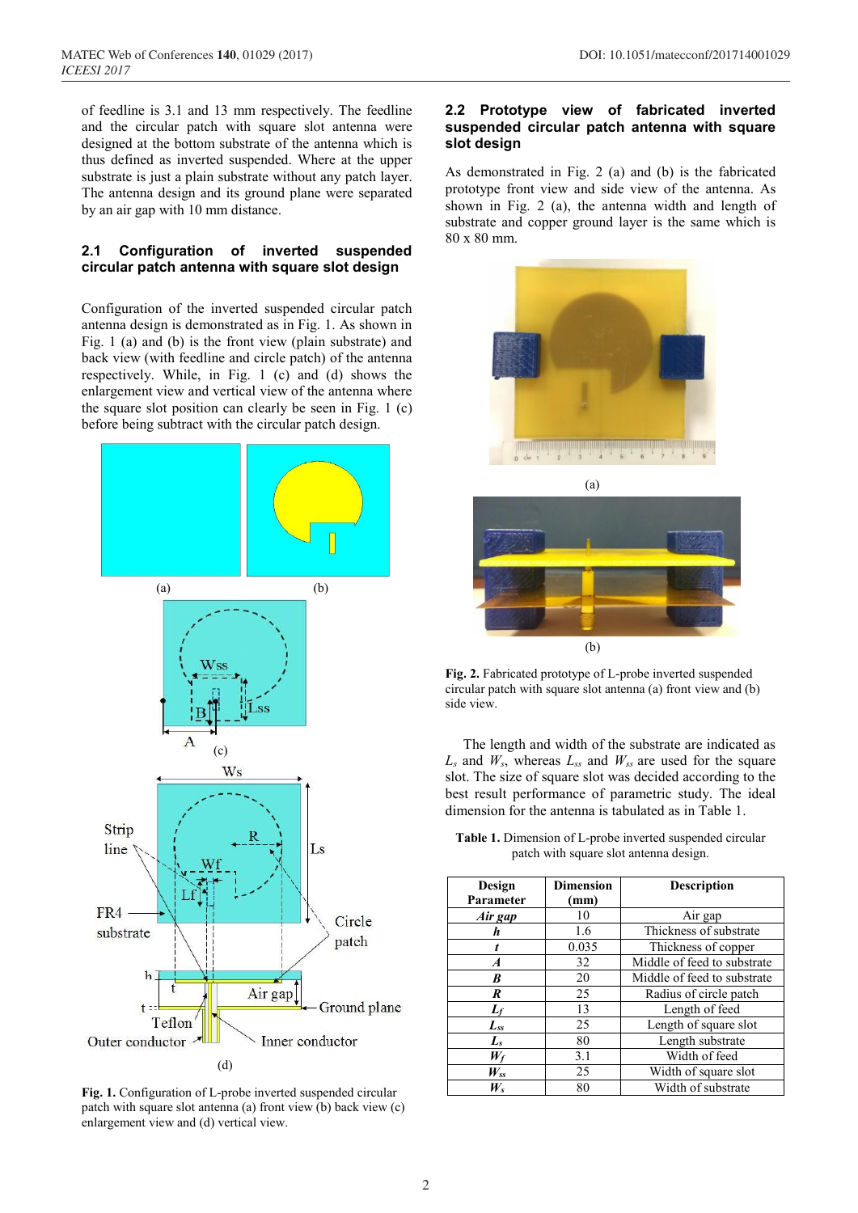of feedline is 3.1 and 13 mm respectively. The feedline and the circular patch with square slot antenna were designed at the bottom substrate of the antenna which is thus defined as inverted suspended. Where at the upper substrate is just a plain substrate without any patch layer. The antenna design and its ground plane were separated by an air gap with 10 mm distance.

### 2.1 Configuration of inverted suspended circular patch antenna with square slot design

Configuration of the inverted suspended circular patch antenna design is demonstrated as in Fig. 1. As shown in Fig. 1 (a) and (b) is the front view (plain substrate) and back view (with feedline and circle patch) of the antenna respectively. While, in Fig. 1 (c) and (d) shows the enlargement view and vertical view of the antenna where the square slot position can clearly be seen in Fig. 1 (c) before being subtract with the circular patch design.

**Fig. 1.** Configuration of L-probe inverted suspended circular patch with square slot antenna (a) front view (b) back view (c) enlargement view and (d) vertical view.

### 2.2 Prototype view of fabricated inverted suspended circular patch antenna with square slot design

As demonstrated in Fig. 2 (a) and (b) is the fabricated prototype front view and side view of the antenna. As shown in Fig. 2 (a), the antenna width and length of substrate and copper ground layer is the same which is 80 x 80 mm.

**Fig. 2.** Fabricated prototype of L-probe inverted suspended circular patch with square slot antenna (a) front view and (b) side view.

The length and width of the substrate are indicated as $L_s$ and $W_s$, whereas $L_{ss}$ and $W_{ss}$ are used for the square slot. The size of square slot was decided according to the best result performance of parametric study. The ideal dimension for the antenna is tabulated as in Table 1.

**Table 1.** Dimension of L-probe inverted suspended circular patch with square slot antenna design.

| Design Parameter | Dimension (mm) | Description |
|---|---|---|
| ***Air gap*** | 10 | Air gap |
| ***h*** | 1.6 | Thickness of substrate |
| ***t*** | 0.035 | Thickness of copper |
| ***A*** | 32 | Middle of feed to substrate |
| ***B*** | 20 | Middle of feed to substrate |
| ***R*** | 25 | Radius of circle patch |
| $L_f$ | 13 | Length of feed |
| $L_{ss}$ | 25 | Length of square slot |
| $L_s$ | 80 | Length substrate |
| $W_f$ | 3.1 | Width of feed |
| $W_{ss}$ | 25 | Width of square slot |
| $W_s$ | 80 | Width of substrate |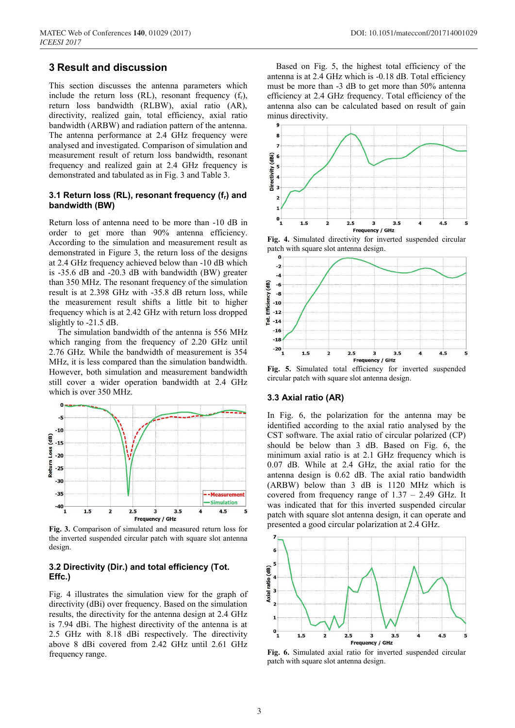## 3 Result and discussion

This section discusses the antenna parameters which include the return loss (RL), resonant frequency ($f_r$), return loss bandwidth (RLBW), axial ratio (AR), directivity, realized gain, total efficiency, axial ratio bandwidth (ARBW) and radiation pattern of the antenna. The antenna performance at 2.4 GHz frequency were analysed and investigated. Comparison of simulation and measurement result of return loss bandwidth, resonant frequency and realized gain at 2.4 GHz frequency is demonstrated and tabulated as in Fig. 3 and Table 3.

### 3.1 Return loss (RL), resonant frequency ($f_r$) and bandwidth (BW)

Return loss of antenna need to be more than -10 dB in order to get more than 90% antenna efficiency. According to the simulation and measurement result as demonstrated in Figure 3, the return loss of the designs at 2.4 GHz frequency achieved below than -10 dB which is -35.6 dB and -20.3 dB with bandwidth (BW) greater than 350 MHz. The resonant frequency of the simulation result is at 2.398 GHz with -35.8 dB return loss, while the measurement result shifts a little bit to higher frequency which is at 2.42 GHz with return loss dropped slightly to -21.5 dB.

The simulation bandwidth of the antenna is 556 MHz which ranging from the frequency of 2.20 GHz until 2.76 GHz. While the bandwidth of measurement is 354 MHz, it is less compared than the simulation bandwidth. However, both simulation and measurement bandwidth still cover a wider operation bandwidth at 2.4 GHz which is over 350 MHz.

**Fig. 3.** Comparison of simulated and measured return loss for the inverted suspended circular patch with square slot antenna design.

### 3.2 Directivity (Dir.) and total efficiency (Tot. Effc.)

Fig. 4 illustrates the simulation view for the graph of directivity (dBi) over frequency. Based on the simulation results, the directivity for the antenna design at 2.4 GHz is 7.94 dBi. The highest directivity of the antenna is at 2.5 GHz with 8.18 dBi respectively. The directivity above 8 dBi covered from 2.42 GHz until 2.61 GHz frequency range.

Based on Fig. 5, the highest total efficiency of the antenna is at 2.4 GHz which is -0.18 dB. Total efficiency must be more than -3 dB to get more than 50% antenna efficiency at 2.4 GHz frequency. Total efficiency of the antenna also can be calculated based on result of gain minus directivity.

**Fig. 4.** Simulated directivity for inverted suspended circular patch with square slot antenna design.

**Fig. 5.** Simulated total efficiency for inverted suspended circular patch with square slot antenna design.

### 3.3 Axial ratio (AR)

In Fig. 6, the polarization for the antenna may be identified according to the axial ratio analysed by the CST software. The axial ratio of circular polarized (CP) should be below than 3 dB. Based on Fig. 6, the minimum axial ratio is at 2.1 GHz frequency which is 0.07 dB. While at 2.4 GHz, the axial ratio for the antenna design is 0.62 dB. The axial ratio bandwidth (ARBW) below than 3 dB is 1120 MHz which is covered from frequency range of 1.37 – 2.49 GHz. It was indicated that for this inverted suspended circular patch with square slot antenna design, it can operate and presented a good circular polarization at 2.4 GHz.

**Fig. 6.** Simulated axial ratio for inverted suspended circular patch with square slot antenna design.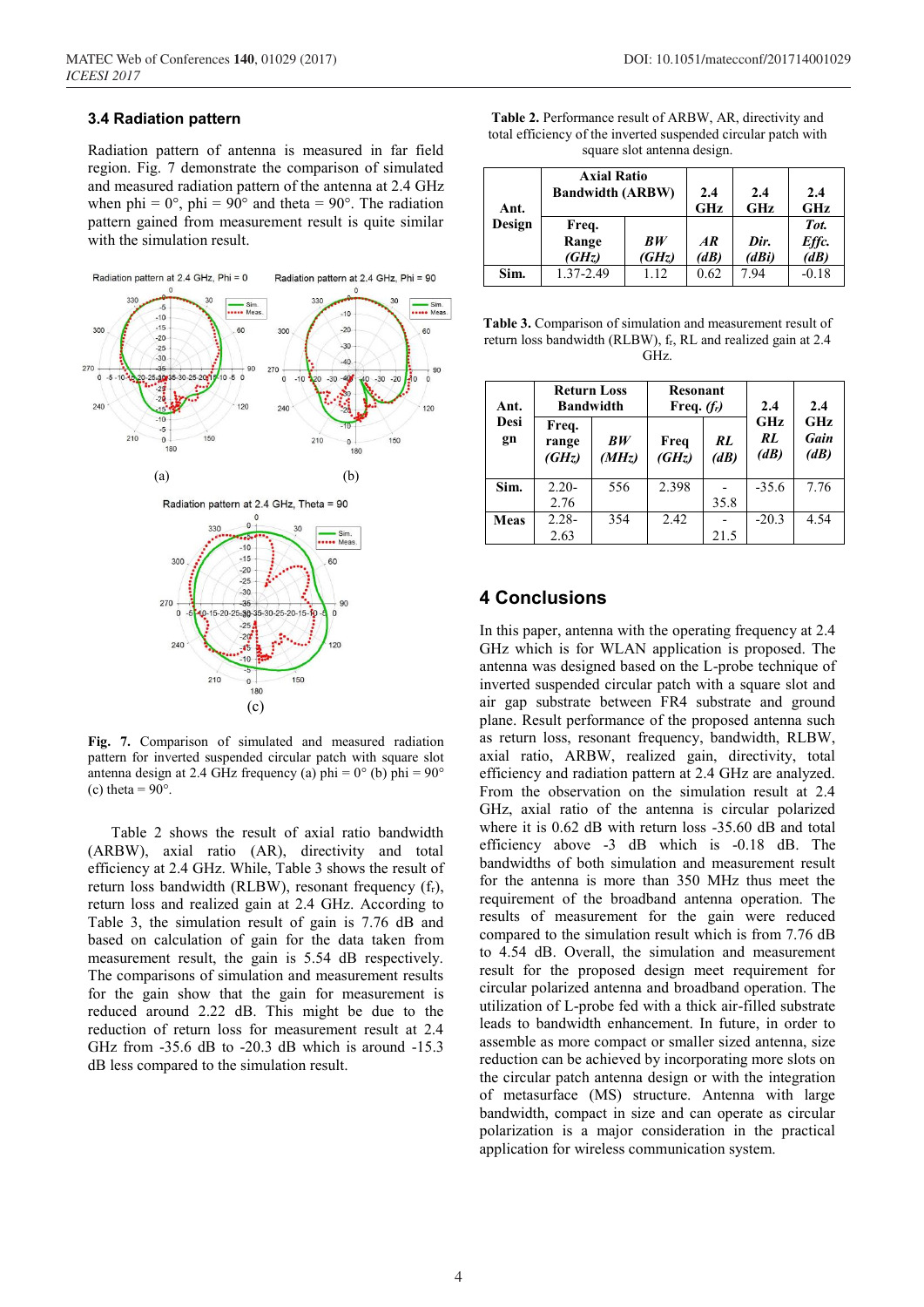### 3.4 Radiation pattern

Radiation pattern of antenna is measured in far field region. Fig. 7 demonstrate the comparison of simulated and measured radiation pattern of the antenna at 2.4 GHz when phi = 0°, phi = 90° and theta = 90°. The radiation pattern gained from measurement result is quite similar with the simulation result.

**Fig. 7.** Comparison of simulated and measured radiation pattern for inverted suspended circular patch with square slot antenna design at 2.4 GHz frequency (a) phi = 0° (b) phi = 90° (c) theta = 90°.

Table 2 shows the result of axial ratio bandwidth (ARBW), axial ratio (AR), directivity and total efficiency at 2.4 GHz. While, Table 3 shows the result of return loss bandwidth (RLBW), resonant frequency ($f_r$), return loss and realized gain at 2.4 GHz. According to Table 3, the simulation result of gain is 7.76 dB and based on calculation of gain for the data taken from measurement result, the gain is 5.54 dB respectively. The comparisons of simulation and measurement results for the gain show that the gain for measurement is reduced around 2.22 dB. This might be due to the reduction of return loss for measurement result at 2.4 GHz from -35.6 dB to -20.3 dB which is around -15.3 dB less compared to the simulation result.

**Table 2.** Performance result of ARBW, AR, directivity and total efficiency of the inverted suspended circular patch with square slot antenna design.

| Ant. Design | Axial Ratio Bandwidth (ARBW) | | 2.4 GHz | 2.4 GHz | 2.4 GHz |
|---|---|---|---|---|---|
| | *Freq. Range (GHz)* | *BW (GHz)* | *AR (dB)* | *Dir. (dBi)* | *Tot. Effc. (dB)* |
| **Sim.** | 1.37-2.49 | 1.12 | 0.62 | 7.94 | -0.18 |

**Table 3.** Comparison of simulation and measurement result of return loss bandwidth (RLBW), $f_r$, RL and realized gain at 2.4 GHz.

| Ant. Design | Return Loss Bandwidth | | Resonant Freq. ($f_r$) | | 2.4 GHz *RL (dB)* | 2.4 GHz *Gain (dB)* |
|---|---|---|---|---|---|---|
| | *Freq. range (GHz)* | *BW (MHz)* | *Freq (GHz)* | *RL (dB)* | | |
| **Sim.** | 2.20-2.76 | 556 | 2.398 | -35.8 | -35.6 | 7.76 |
| **Meas** | 2.28-2.63 | 354 | 2.42 | -21.5 | -20.3 | 4.54 |

## 4 Conclusions

In this paper, antenna with the operating frequency at 2.4 GHz which is for WLAN application is proposed. The antenna was designed based on the L-probe technique of inverted suspended circular patch with a square slot and air gap substrate between FR4 substrate and ground plane. Result performance of the proposed antenna such as return loss, resonant frequency, bandwidth, RLBW, axial ratio, ARBW, realized gain, directivity, total efficiency and radiation pattern at 2.4 GHz are analyzed. From the observation on the simulation result at 2.4 GHz, axial ratio of the antenna is circular polarized where it is 0.62 dB with return loss -35.60 dB and total efficiency above -3 dB which is -0.18 dB. The bandwidths of both simulation and measurement result for the antenna is more than 350 MHz thus meet the requirement of the broadband antenna operation. The results of measurement for the gain were reduced compared to the simulation result which is from 7.76 dB to 4.54 dB. Overall, the simulation and measurement result for the proposed design meet requirement for circular polarized antenna and broadband operation. The utilization of L-probe fed with a thick air-filled substrate leads to bandwidth enhancement. In future, in order to assemble as more compact or smaller sized antenna, size reduction can be achieved by incorporating more slots on the circular patch antenna design or with the integration of metasurface (MS) structure. Antenna with large bandwidth, compact in size and can operate as circular polarization is a major consideration in the practical application for wireless communication system.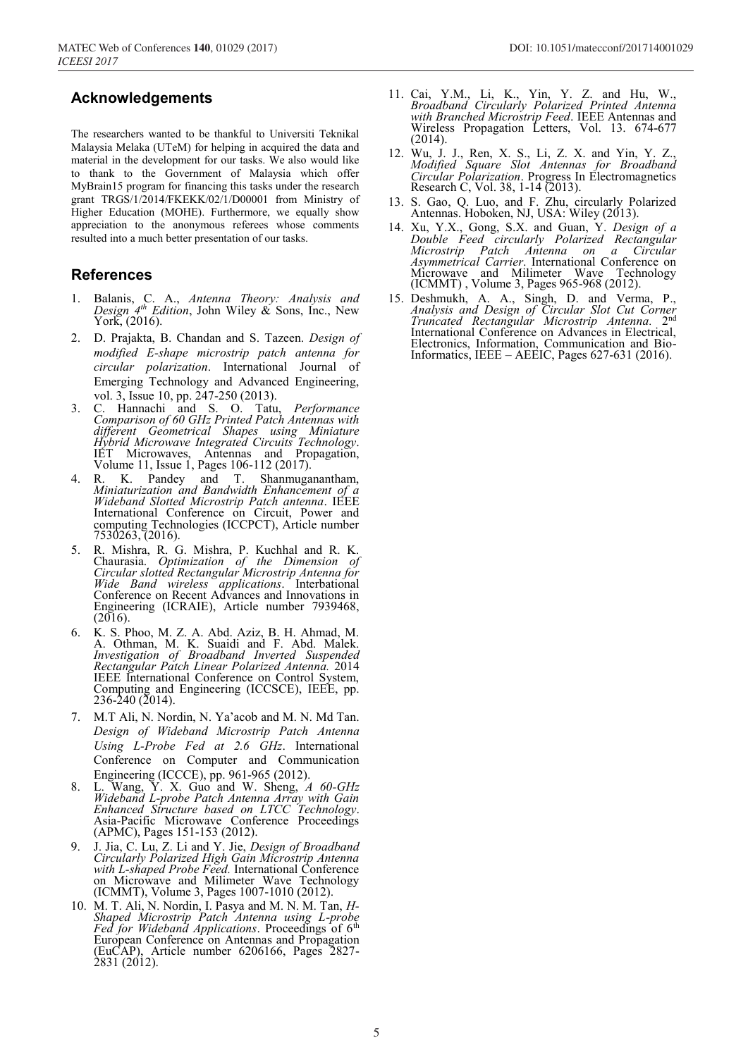## Acknowledgements

The researchers wanted to be thankful to Universiti Teknikal Malaysia Melaka (UTeM) for helping in acquired the data and material in the development for our tasks. We also would like to thank to the Government of Malaysia which offer MyBrain15 program for financing this tasks under the research grant TRGS/1/2014/FKEKK/02/1/D00001 from Ministry of Higher Education (MOHE). Furthermore, we equally show appreciation to the anonymous referees whose comments resulted into a much better presentation of our tasks.

## References

1. Balanis, C. A., *Antenna Theory: Analysis and Design 4th Edition*, John Wiley & Sons, Inc., New York, (2016).
2. D. Prajakta, B. Chandan and S. Tazeen. *Design of modified E-shape microstrip patch antenna for circular polarization*. International Journal of Emerging Technology and Advanced Engineering, vol. 3, Issue 10, pp. 247-250 (2013).
3. C. Hannachi and S. O. Tatu, *Performance Comparison of 60 GHz Printed Patch Antennas with different Geometrical Shapes using Miniature Hybrid Microwave Integrated Circuits Technology*. IET Microwaves, Antennas and Propagation, Volume 11, Issue 1, Pages 106-112 (2017).
4. R. K. Pandey and T. Shanmuganantham, *Miniaturization and Bandwidth Enhancement of a Wideband Slotted Microstrip Patch antenna*. IEEE International Conference on Circuit, Power and computing Technologies (ICCPCT), Article number 7530263, (2016).
5. R. Mishra, R. G. Mishra, P. Kuchhal and R. K. Chaurasia. *Optimization of the Dimension of Circular slotted Rectangular Microstrip Antenna for Wide Band wireless applications*. Interbational Conference on Recent Advances and Innovations in Engineering (ICRAIE), Article number 7939468, (2016).
6. K. S. Phoo, M. Z. A. Abd. Aziz, B. H. Ahmad, M. A. Othman, M. K. Suaidi and F. Abd. Malek. *Investigation of Broadband Inverted Suspended Rectangular Patch Linear Polarized Antenna.* 2014 IEEE International Conference on Control System, Computing and Engineering (ICCSCE), IEEE, pp. 236-240 (2014).
7. M.T Ali, N. Nordin, N. Ya'acob and M. N. Md Tan. *Design of Wideband Microstrip Patch Antenna Using L-Probe Fed at 2.6 GHz*. International Conference on Computer and Communication Engineering (ICCCE), pp. 961-965 (2012).
8. L. Wang, Y. X. Guo and W. Sheng, *A 60-GHz Wideband L-probe Patch Antenna Array with Gain Enhanced Structure based on LTCC Technology*. Asia-Pacific Microwave Conference Proceedings (APMC), Pages 151-153 (2012).
9. J. Jia, C. Lu, Z. Li and Y. Jie, *Design of Broadband Circularly Polarized High Gain Microstrip Antenna with L-shaped Probe Feed.* International Conference on Microwave and Milimeter Wave Technology (ICMMT), Volume 3, Pages 1007-1010 (2012).
10. M. T. Ali, N. Nordin, I. Pasya and M. N. M. Tan, *H-Shaped Microstrip Patch Antenna using L-probe Fed for Wideband Applications*. Proceedings of 6th European Conference on Antennas and Propagation (EuCAP), Article number 6206166, Pages 2827-2831 (2012).
11. Cai, Y.M., Li, K., Yin, Y. Z. and Hu, W., *Broadband Circularly Polarized Printed Antenna with Branched Microstrip Feed*. IEEE Antennas and Wireless Propagation Letters, Vol. 13. 674-677 (2014).
12. Wu, J. J., Ren, X. S., Li, Z. X. and Yin, Y. Z., *Modified Square Slot Antennas for Broadband Circular Polarization*. Progress In Electromagnetics Research C, Vol. 38, 1-14 (2013).
13. S. Gao, Q. Luo, and F. Zhu, circularly Polarized Antennas. Hoboken, NJ, USA: Wiley (2013).
14. Xu, Y.X., Gong, S.X. and Guan, Y. *Design of a Double Feed circularly Polarized Rectangular Microstrip Patch Antenna on a Circular Asymmetrical Carrier*. International Conference on Microwave and Milimeter Wave Technology (ICMMT) , Volume 3, Pages 965-968 (2012).
15. Deshmukh, A. A., Singh, D. and Verma, P., *Analysis and Design of Circular Slot Cut Corner Truncated Rectangular Microstrip Antenna.* 2nd International Conference on Advances in Electrical, Electronics, Information, Communication and Bio-Informatics, IEEE – AEEIC, Pages 627-631 (2016).